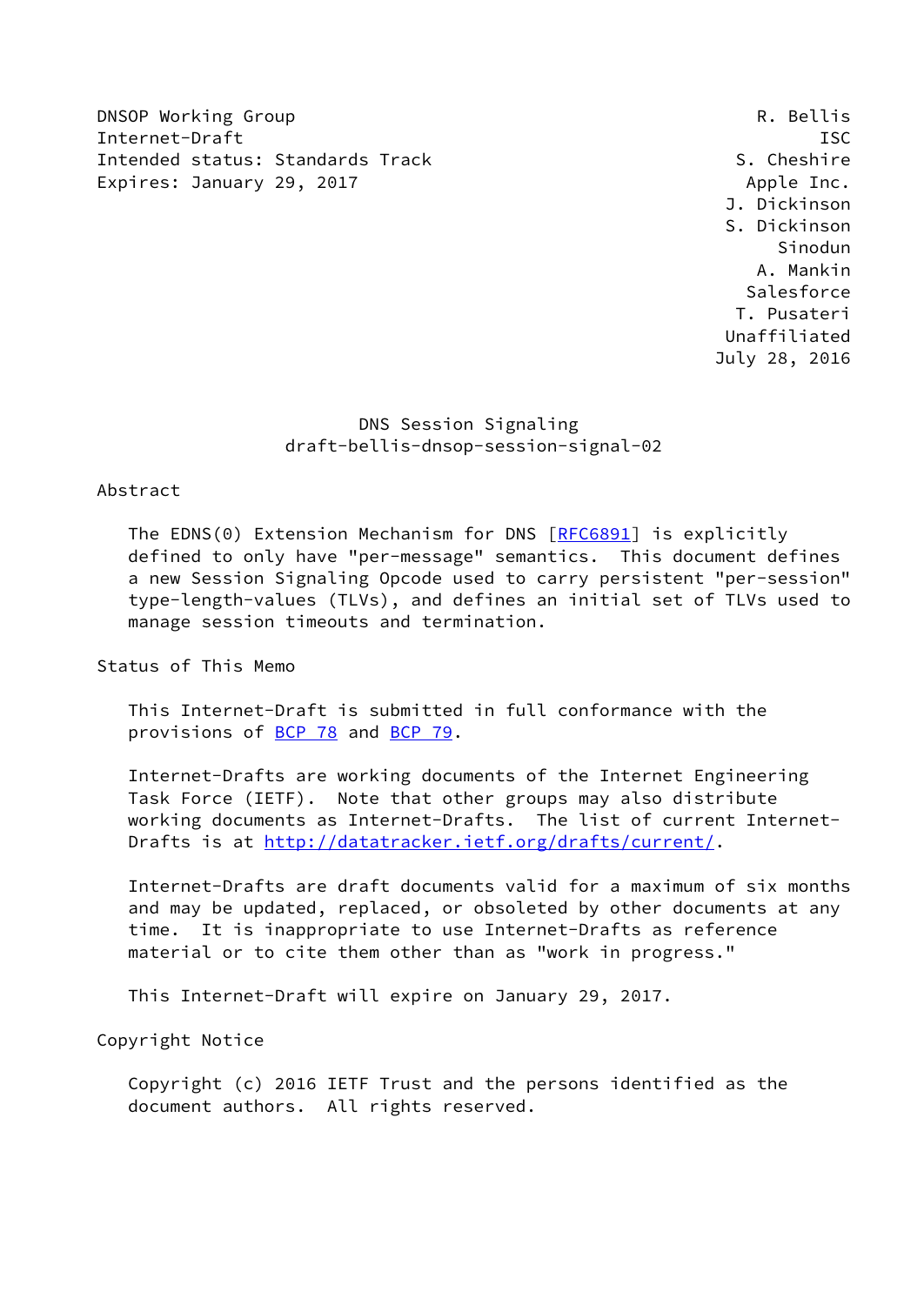DNSOP Working Group R. Bellis
Internet-Draft ISC
Intended status: Standards Track S. Cheshire
Expires: January 29, 2017 Apple Inc.
J. Dickinson
S. Dickinson
Sinodun
A. Mankin
Salesforce
T. Pusateri
Unaffiliated
July 28, 2016

# DNS Session Signaling
## draft-bellis-dnsop-session-signal-02

## Abstract

The EDNS(0) Extension Mechanism for DNS [RFC6891] is explicitly defined to only have "per-message" semantics. This document defines a new Session Signaling Opcode used to carry persistent "per-session" type-length-values (TLVs), and defines an initial set of TLVs used to manage session timeouts and termination.

## Status of This Memo

This Internet-Draft is submitted in full conformance with the provisions of BCP 78 and BCP 79.

Internet-Drafts are working documents of the Internet Engineering Task Force (IETF). Note that other groups may also distribute working documents as Internet-Drafts. The list of current Internet-Drafts is at http://datatracker.ietf.org/drafts/current/.

Internet-Drafts are draft documents valid for a maximum of six months and may be updated, replaced, or obsoleted by other documents at any time. It is inappropriate to use Internet-Drafts as reference material or to cite them other than as "work in progress."

This Internet-Draft will expire on January 29, 2017.

## Copyright Notice

Copyright (c) 2016 IETF Trust and the persons identified as the document authors. All rights reserved.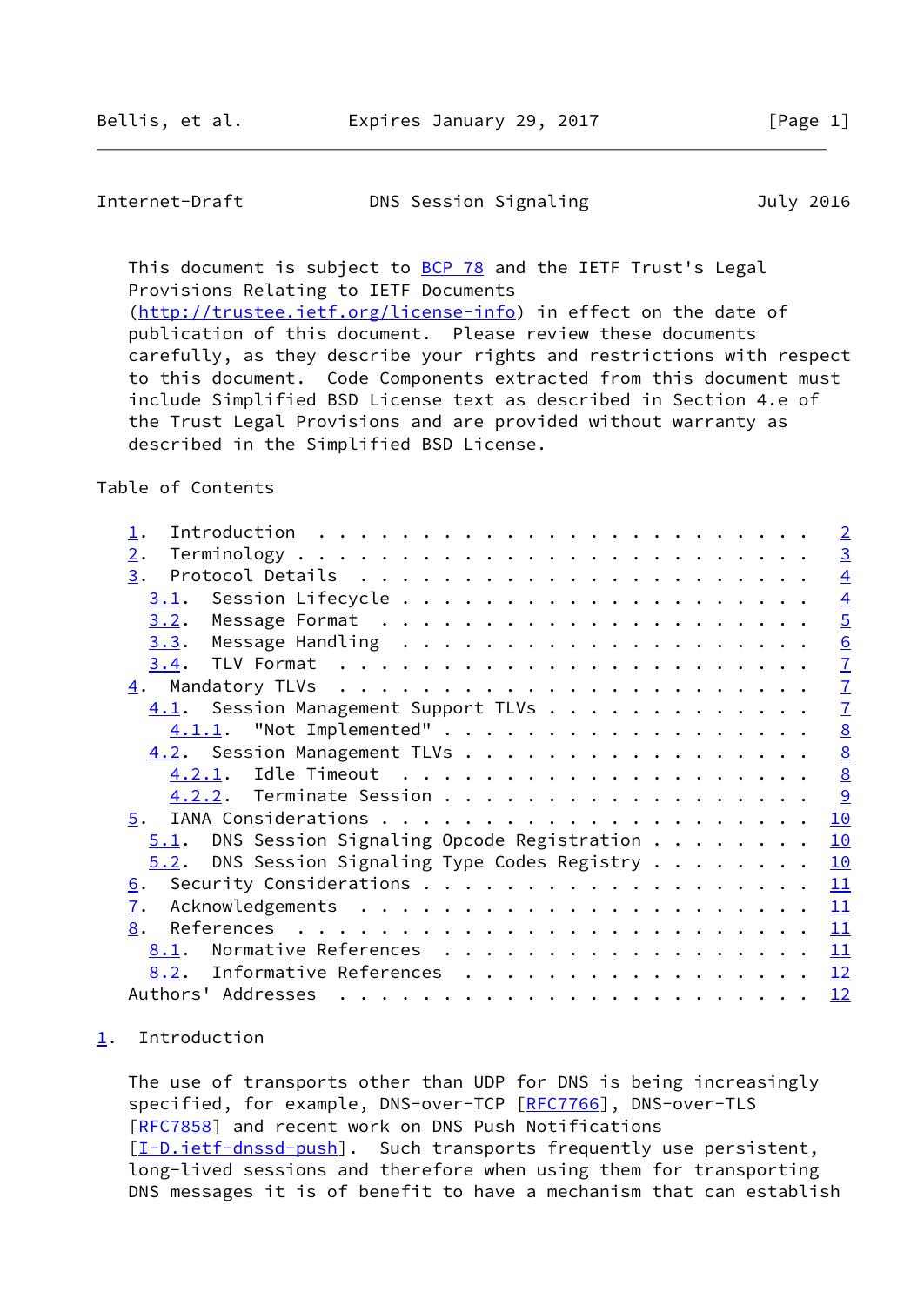This document is subject to BCP 78 and the IETF Trust's Legal Provisions Relating to IETF Documents (http://trustee.ietf.org/license-info) in effect on the date of publication of this document. Please review these documents carefully, as they describe your rights and restrictions with respect to this document. Code Components extracted from this document must include Simplified BSD License text as described in Section 4.e of the Trust Legal Provisions and are provided without warranty as described in the Simplified BSD License.

Table of Contents

```
   1.  Introduction  . . . . . . . . . . . . . . . . . . . . . . . .   2
   2.  Terminology . . . . . . . . . . . . . . . . . . . . . . . . .   3
   3.  Protocol Details  . . . . . . . . . . . . . . . . . . . . . .   4
     3.1.  Session Lifecycle . . . . . . . . . . . . . . . . . . . .   4
     3.2.  Message Format  . . . . . . . . . . . . . . . . . . . . .   5
     3.3.  Message Handling  . . . . . . . . . . . . . . . . . . . .   6
     3.4.  TLV Format  . . . . . . . . . . . . . . . . . . . . . . .   7
   4.  Mandatory TLVs  . . . . . . . . . . . . . . . . . . . . . . .   7
     4.1.  Session Management Support TLVs . . . . . . . . . . . . .   7
       4.1.1.  "Not Implemented" . . . . . . . . . . . . . . . . . .   8
     4.2.  Session Management TLVs . . . . . . . . . . . . . . . . .   8
       4.2.1.  Idle Timeout  . . . . . . . . . . . . . . . . . . . .   8
       4.2.2.  Terminate Session . . . . . . . . . . . . . . . . . .   9
   5.  IANA Considerations . . . . . . . . . . . . . . . . . . . . .  10
     5.1.  DNS Session Signaling Opcode Registration . . . . . . . .  10
     5.2.  DNS Session Signaling Type Codes Registry . . . . . . . .  10
   6.  Security Considerations . . . . . . . . . . . . . . . . . . .  11
   7.  Acknowledgements  . . . . . . . . . . . . . . . . . . . . . .  11
   8.  References  . . . . . . . . . . . . . . . . . . . . . . . . .  11
     8.1.  Normative References  . . . . . . . . . . . . . . . . . .  11
     8.2.  Informative References  . . . . . . . . . . . . . . . . .  12
   Authors' Addresses  . . . . . . . . . . . . . . . . . . . . . . .  12
```

## 1. Introduction

The use of transports other than UDP for DNS is being increasingly specified, for example, DNS-over-TCP [RFC7766], DNS-over-TLS [RFC7858] and recent work on DNS Push Notifications [I-D.ietf-dnssd-push]. Such transports frequently use persistent, long-lived sessions and therefore when using them for transporting DNS messages it is of benefit to have a mechanism that can establish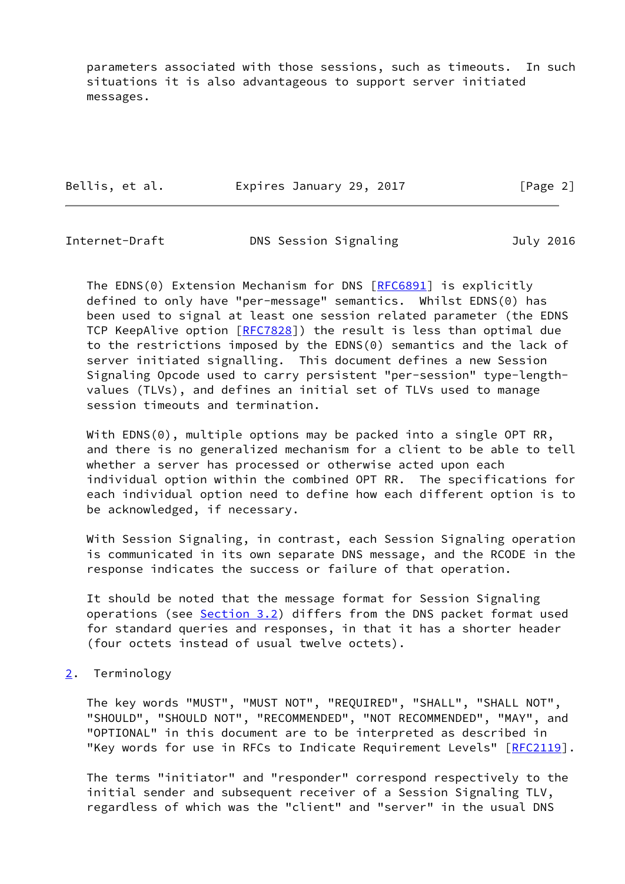parameters associated with those sessions, such as timeouts. In such situations it is also advantageous to support server initiated messages.

The EDNS(0) Extension Mechanism for DNS [RFC6891] is explicitly defined to only have "per-message" semantics. Whilst EDNS(0) has been used to signal at least one session related parameter (the EDNS TCP KeepAlive option [RFC7828]) the result is less than optimal due to the restrictions imposed by the EDNS(0) semantics and the lack of server initiated signalling. This document defines a new Session Signaling Opcode used to carry persistent "per-session" type-length-values (TLVs), and defines an initial set of TLVs used to manage session timeouts and termination.

With EDNS(0), multiple options may be packed into a single OPT RR, and there is no generalized mechanism for a client to be able to tell whether a server has processed or otherwise acted upon each individual option within the combined OPT RR. The specifications for each individual option need to define how each different option is to be acknowledged, if necessary.

With Session Signaling, in contrast, each Session Signaling operation is communicated in its own separate DNS message, and the RCODE in the response indicates the success or failure of that operation.

It should be noted that the message format for Session Signaling operations (see Section 3.2) differs from the DNS packet format used for standard queries and responses, in that it has a shorter header (four octets instead of usual twelve octets).

## 2. Terminology

The key words "MUST", "MUST NOT", "REQUIRED", "SHALL", "SHALL NOT", "SHOULD", "SHOULD NOT", "RECOMMENDED", "NOT RECOMMENDED", "MAY", and "OPTIONAL" in this document are to be interpreted as described in "Key words for use in RFCs to Indicate Requirement Levels" [RFC2119].

The terms "initiator" and "responder" correspond respectively to the initial sender and subsequent receiver of a Session Signaling TLV, regardless of which was the "client" and "server" in the usual DNS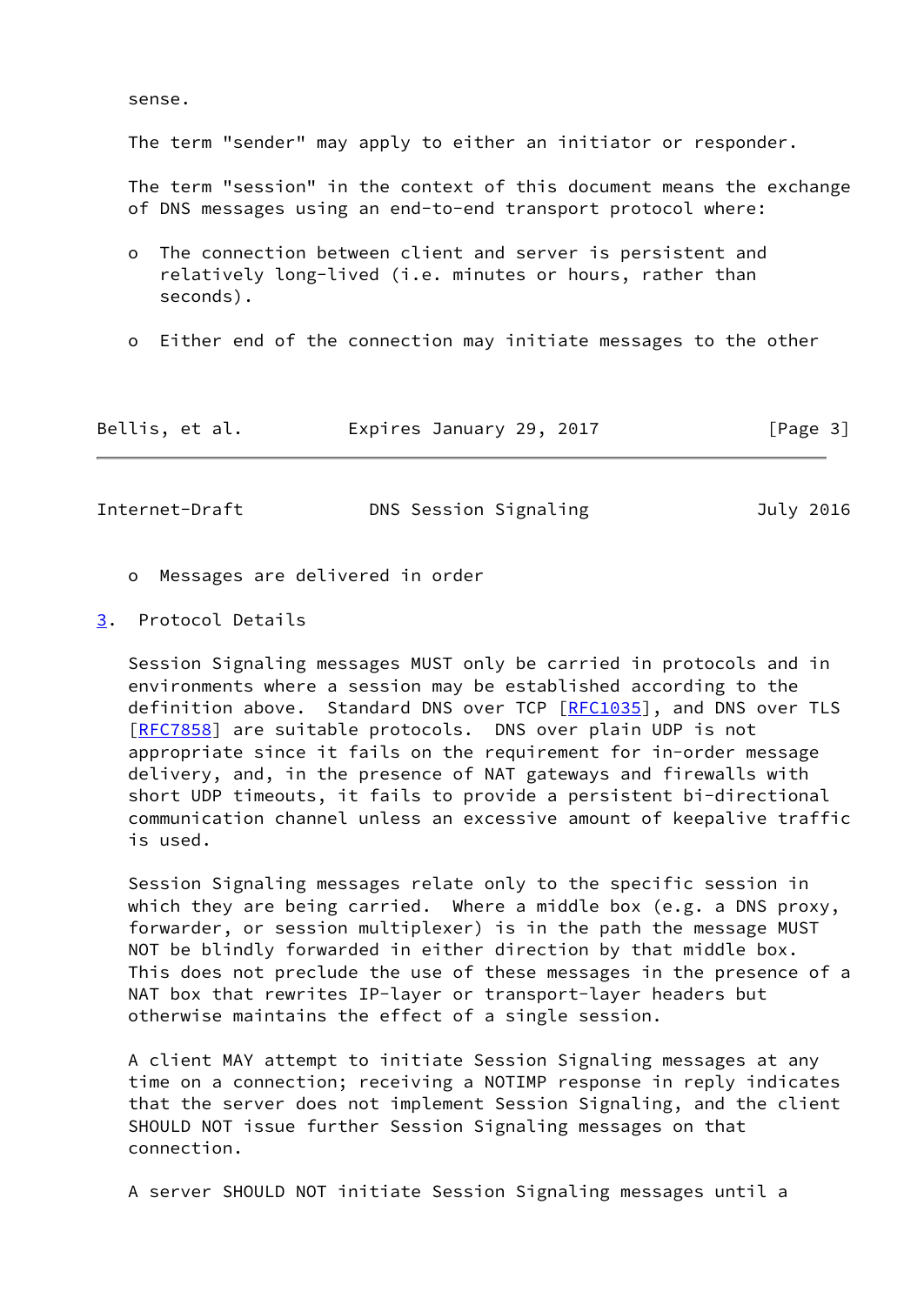sense.

The term "sender" may apply to either an initiator or responder.

The term "session" in the context of this document means the exchange of DNS messages using an end-to-end transport protocol where:

- The connection between client and server is persistent and relatively long-lived (i.e. minutes or hours, rather than seconds).
- Either end of the connection may initiate messages to the other
- Messages are delivered in order

## 3. Protocol Details

Session Signaling messages MUST only be carried in protocols and in environments where a session may be established according to the definition above. Standard DNS over TCP [RFC1035], and DNS over TLS [RFC7858] are suitable protocols. DNS over plain UDP is not appropriate since it fails on the requirement for in-order message delivery, and, in the presence of NAT gateways and firewalls with short UDP timeouts, it fails to provide a persistent bi-directional communication channel unless an excessive amount of keepalive traffic is used.

Session Signaling messages relate only to the specific session in which they are being carried. Where a middle box (e.g. a DNS proxy, forwarder, or session multiplexer) is in the path the message MUST NOT be blindly forwarded in either direction by that middle box. This does not preclude the use of these messages in the presence of a NAT box that rewrites IP-layer or transport-layer headers but otherwise maintains the effect of a single session.

A client MAY attempt to initiate Session Signaling messages at any time on a connection; receiving a NOTIMP response in reply indicates that the server does not implement Session Signaling, and the client SHOULD NOT issue further Session Signaling messages on that connection.

A server SHOULD NOT initiate Session Signaling messages until a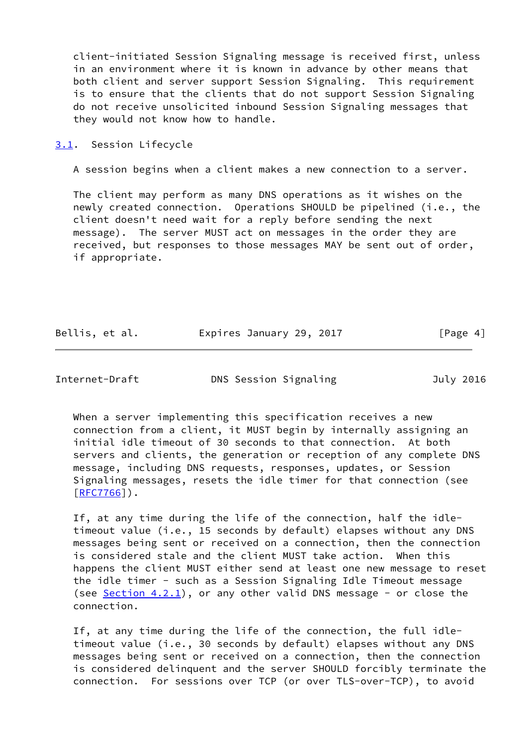client-initiated Session Signaling message is received first, unless in an environment where it is known in advance by other means that both client and server support Session Signaling. This requirement is to ensure that the clients that do not support Session Signaling do not receive unsolicited inbound Session Signaling messages that they would not know how to handle.

### 3.1. Session Lifecycle

A session begins when a client makes a new connection to a server.

The client may perform as many DNS operations as it wishes on the newly created connection. Operations SHOULD be pipelined (i.e., the client doesn't need wait for a reply before sending the next message). The server MUST act on messages in the order they are received, but responses to those messages MAY be sent out of order, if appropriate.

When a server implementing this specification receives a new connection from a client, it MUST begin by internally assigning an initial idle timeout of 30 seconds to that connection. At both servers and clients, the generation or reception of any complete DNS message, including DNS requests, responses, updates, or Session Signaling messages, resets the idle timer for that connection (see [RFC7766]).

If, at any time during the life of the connection, half the idle-timeout value (i.e., 15 seconds by default) elapses without any DNS messages being sent or received on a connection, then the connection is considered stale and the client MUST take action. When this happens the client MUST either send at least one new message to reset the idle timer - such as a Session Signaling Idle Timeout message (see Section 4.2.1), or any other valid DNS message - or close the connection.

If, at any time during the life of the connection, the full idle-timeout value (i.e., 30 seconds by default) elapses without any DNS messages being sent or received on a connection, then the connection is considered delinquent and the server SHOULD forcibly terminate the connection. For sessions over TCP (or over TLS-over-TCP), to avoid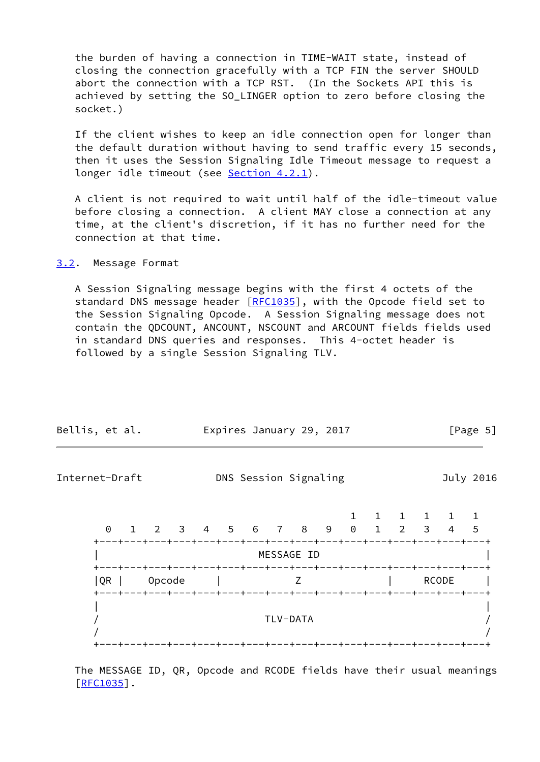the burden of having a connection in TIME-WAIT state, instead of closing the connection gracefully with a TCP FIN the server SHOULD abort the connection with a TCP RST. (In the Sockets API this is achieved by setting the SO_LINGER option to zero before closing the socket.)

If the client wishes to keep an idle connection open for longer than the default duration without having to send traffic every 15 seconds, then it uses the Session Signaling Idle Timeout message to request a longer idle timeout (see Section 4.2.1).

A client is not required to wait until half of the idle-timeout value before closing a connection. A client MAY close a connection at any time, at the client's discretion, if it has no further need for the connection at that time.

## 3.2. Message Format

A Session Signaling message begins with the first 4 octets of the standard DNS message header [RFC1035], with the Opcode field set to the Session Signaling Opcode. A Session Signaling message does not contain the QDCOUNT, ANCOUNT, NSCOUNT and ARCOUNT fields fields used in standard DNS queries and responses. This 4-octet header is followed by a single Session Signaling TLV.

```
                                          1   1   1   1   1   1
      0   1   2   3   4   5   6   7   8   9   0   1   2   3   4   5
    +---+---+---+---+---+---+---+---+---+---+---+---+---+---+---+---+
    |                          MESSAGE ID                           |
    +---+---+---+---+---+---+---+---+---+---+---+---+---+---+---+---+
    |QR |     Opcode    |               Z               |   RCODE   |
    +---+---+---+---+---+---+---+---+---+---+---+---+---+---+---+---+
    |                                                               |
    /                           TLV-DATA                            /
    /                                                               /
    +---+---+---+---+---+---+---+---+---+---+---+---+---+---+---+---+
```

The MESSAGE ID, QR, Opcode and RCODE fields have their usual meanings [RFC1035].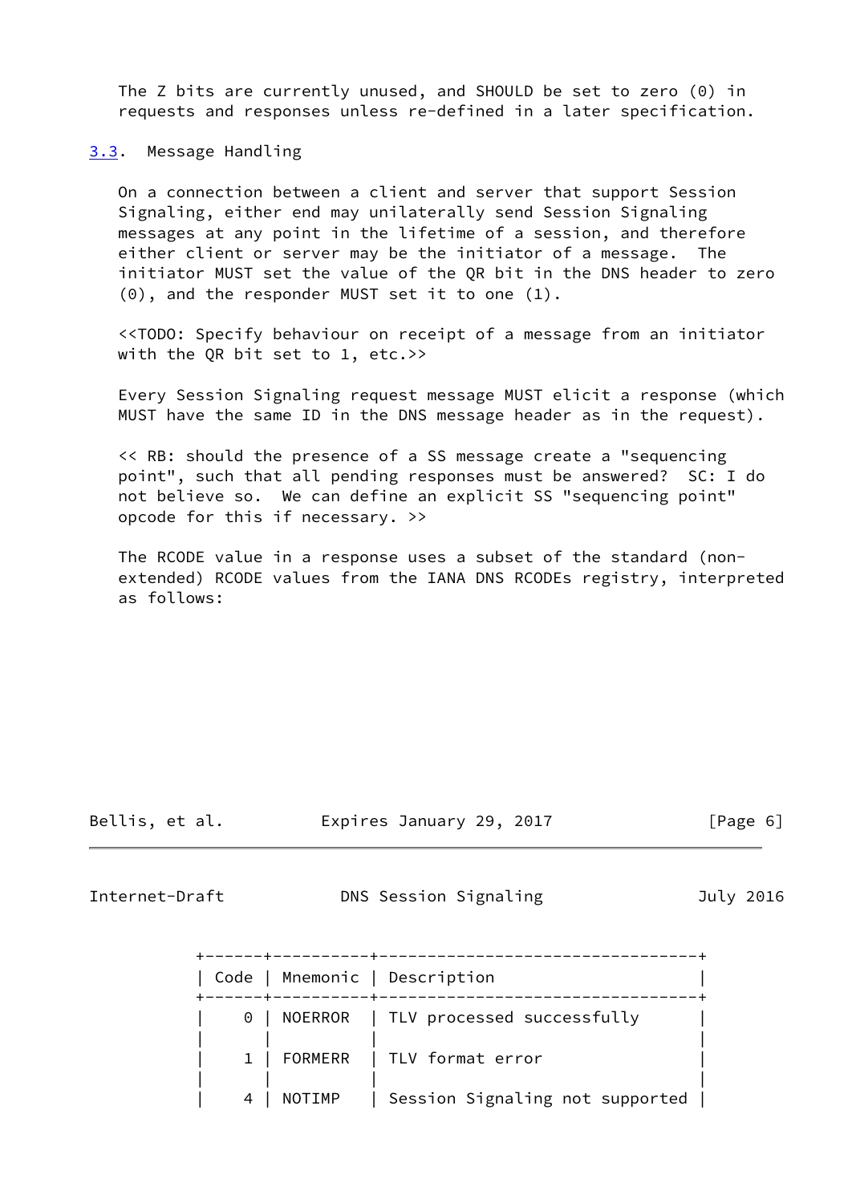The Z bits are currently unused, and SHOULD be set to zero (0) in requests and responses unless re-defined in a later specification.

### 3.3. Message Handling

On a connection between a client and server that support Session Signaling, either end may unilaterally send Session Signaling messages at any point in the lifetime of a session, and therefore either client or server may be the initiator of a message. The initiator MUST set the value of the QR bit in the DNS header to zero (0), and the responder MUST set it to one (1).

<<TODO: Specify behaviour on receipt of a message from an initiator with the QR bit set to 1, etc.>>

Every Session Signaling request message MUST elicit a response (which MUST have the same ID in the DNS message header as in the request).

<< RB: should the presence of a SS message create a "sequencing point", such that all pending responses must be answered? SC: I do not believe so. We can define an explicit SS "sequencing point" opcode for this if necessary. >>

The RCODE value in a response uses a subset of the standard (non-extended) RCODE values from the IANA DNS RCODEs registry, interpreted as follows:

| Code | Mnemonic | Description |
|---|---|---|
| 0 | NOERROR | TLV processed successfully |
| 1 | FORMERR | TLV format error |
| 4 | NOTIMP | Session Signaling not supported |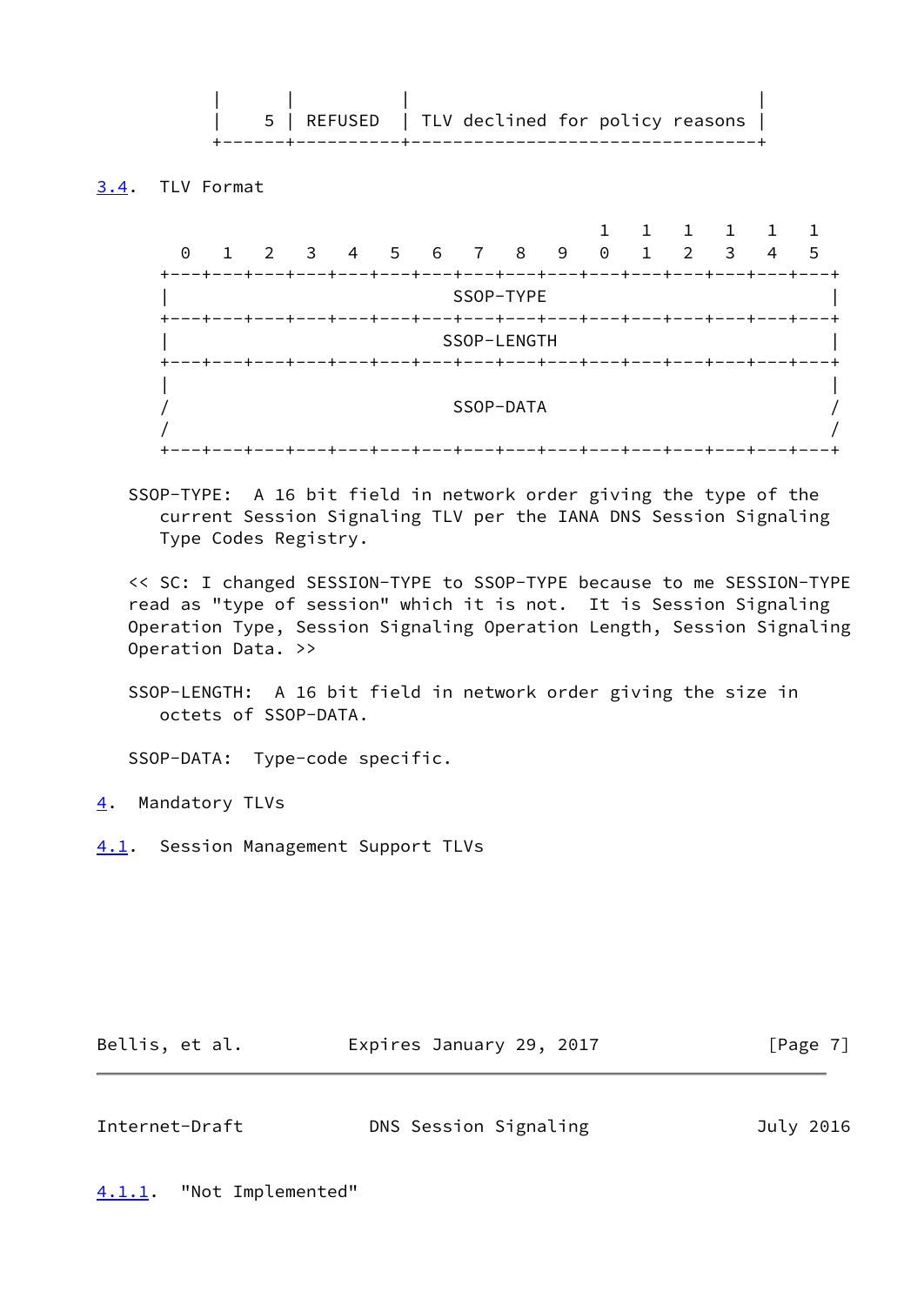|   |   |   |
|---|---|---|
| 5 | REFUSED | TLV declined for policy reasons |

## 3.4. TLV Format

```
                                             1   1   1   1   1   1
     0   1   2   3   4   5   6   7   8   9   0   1   2   3   4   5
   +---+---+---+---+---+---+---+---+---+---+---+---+---+---+---+---+
   |                           SSOP-TYPE                           |
   +---+---+---+---+---+---+---+---+---+---+---+---+---+---+---+---+
   |                          SSOP-LENGTH                          |
   +---+---+---+---+---+---+---+---+---+---+---+---+---+---+---+---+
   |                                                               |
   /                           SSOP-DATA                           /
   /                                                               /
   +---+---+---+---+---+---+---+---+---+---+---+---+---+---+---+---+
```

SSOP-TYPE: A 16 bit field in network order giving the type of the current Session Signaling TLV per the IANA DNS Session Signaling Type Codes Registry.

<< SC: I changed SESSION-TYPE to SSOP-TYPE because to me SESSION-TYPE read as "type of session" which it is not. It is Session Signaling Operation Type, Session Signaling Operation Length, Session Signaling Operation Data. >>

SSOP-LENGTH: A 16 bit field in network order giving the size in octets of SSOP-DATA.

SSOP-DATA: Type-code specific.

# 4. Mandatory TLVs

## 4.1. Session Management Support TLVs

### 4.1.1. "Not Implemented"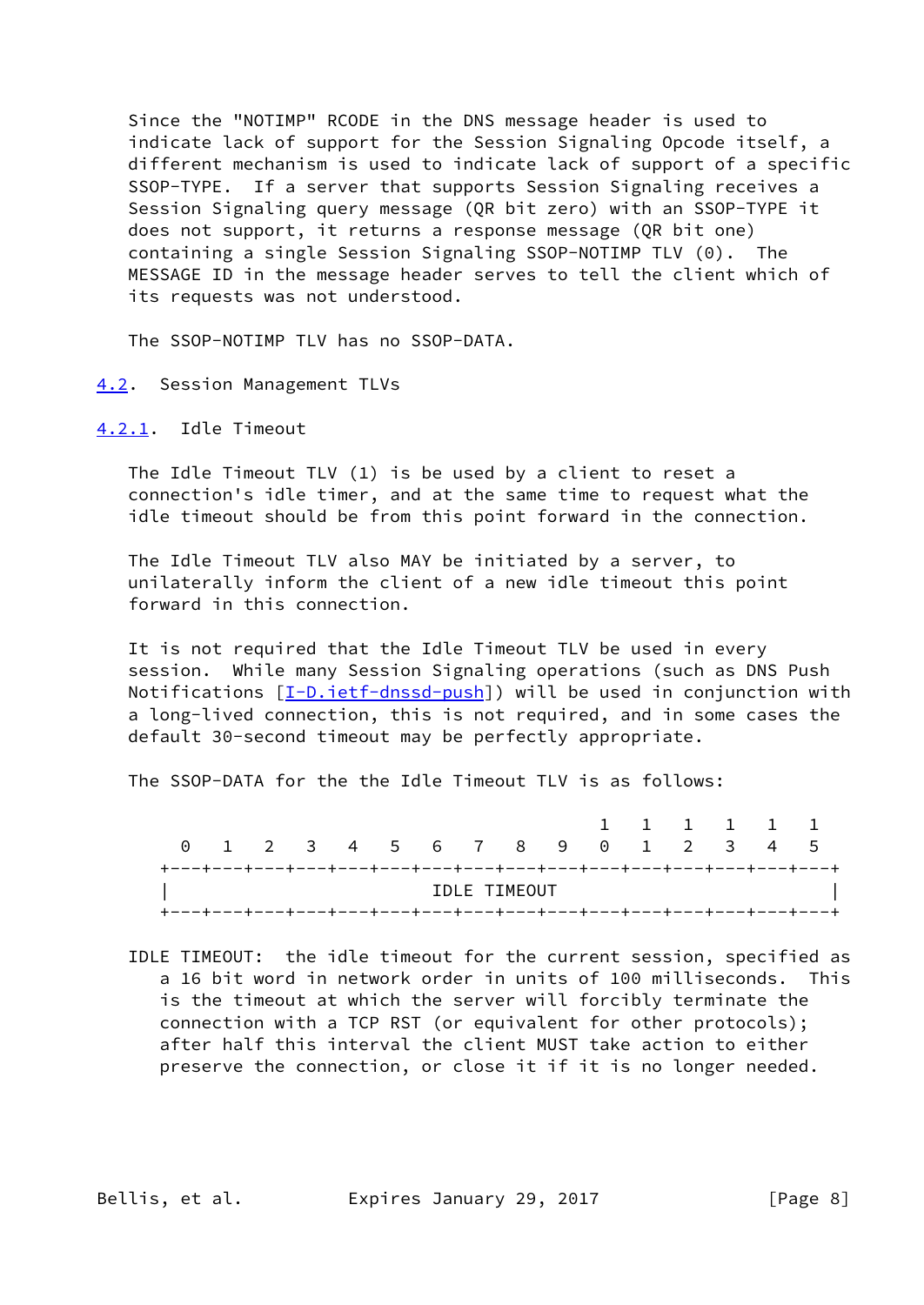Since the "NOTIMP" RCODE in the DNS message header is used to indicate lack of support for the Session Signaling Opcode itself, a different mechanism is used to indicate lack of support of a specific SSOP-TYPE. If a server that supports Session Signaling receives a Session Signaling query message (QR bit zero) with an SSOP-TYPE it does not support, it returns a response message (QR bit one) containing a single Session Signaling SSOP-NOTIMP TLV (0). The MESSAGE ID in the message header serves to tell the client which of its requests was not understood.

The SSOP-NOTIMP TLV has no SSOP-DATA.

### 4.2. Session Management TLVs

#### 4.2.1. Idle Timeout

The Idle Timeout TLV (1) is be used by a client to reset a connection's idle timer, and at the same time to request what the idle timeout should be from this point forward in the connection.

The Idle Timeout TLV also MAY be initiated by a server, to unilaterally inform the client of a new idle timeout this point forward in this connection.

It is not required that the Idle Timeout TLV be used in every session. While many Session Signaling operations (such as DNS Push Notifications [I-D.ietf-dnssd-push]) will be used in conjunction with a long-lived connection, this is not required, and in some cases the default 30-second timeout may be perfectly appropriate.

The SSOP-DATA for the the Idle Timeout TLV is as follows:

```
                                           1   1   1   1   1   1
   0   1   2   3   4   5   6   7   8   9   0   1   2   3   4   5
 +---+---+---+---+---+---+---+---+---+---+---+---+---+---+---+---+
 |                         IDLE TIMEOUT                          |
 +---+---+---+---+---+---+---+---+---+---+---+---+---+---+---+---+
```

IDLE TIMEOUT: the idle timeout for the current session, specified as a 16 bit word in network order in units of 100 milliseconds. This is the timeout at which the server will forcibly terminate the connection with a TCP RST (or equivalent for other protocols); after half this interval the client MUST take action to either preserve the connection, or close it if it is no longer needed.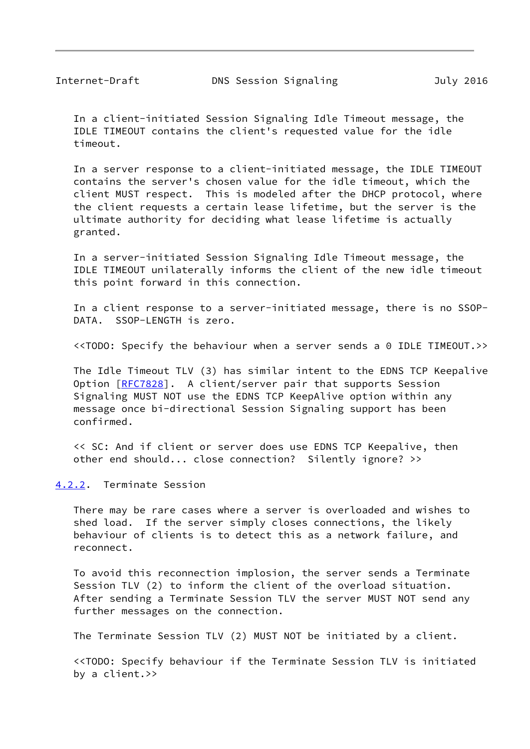In a client-initiated Session Signaling Idle Timeout message, the IDLE TIMEOUT contains the client's requested value for the idle timeout.

In a server response to a client-initiated message, the IDLE TIMEOUT contains the server's chosen value for the idle timeout, which the client MUST respect. This is modeled after the DHCP protocol, where the client requests a certain lease lifetime, but the server is the ultimate authority for deciding what lease lifetime is actually granted.

In a server-initiated Session Signaling Idle Timeout message, the IDLE TIMEOUT unilaterally informs the client of the new idle timeout this point forward in this connection.

In a client response to a server-initiated message, there is no SSOP-DATA. SSOP-LENGTH is zero.

<<TODO: Specify the behaviour when a server sends a 0 IDLE TIMEOUT.>>

The Idle Timeout TLV (3) has similar intent to the EDNS TCP Keepalive Option [RFC7828]. A client/server pair that supports Session Signaling MUST NOT use the EDNS TCP KeepAlive option within any message once bi-directional Session Signaling support has been confirmed.

<< SC: And if client or server does use EDNS TCP Keepalive, then other end should... close connection? Silently ignore? >>

### 4.2.2. Terminate Session

There may be rare cases where a server is overloaded and wishes to shed load. If the server simply closes connections, the likely behaviour of clients is to detect this as a network failure, and reconnect.

To avoid this reconnection implosion, the server sends a Terminate Session TLV (2) to inform the client of the overload situation. After sending a Terminate Session TLV the server MUST NOT send any further messages on the connection.

The Terminate Session TLV (2) MUST NOT be initiated by a client.

<<TODO: Specify behaviour if the Terminate Session TLV is initiated by a client.>>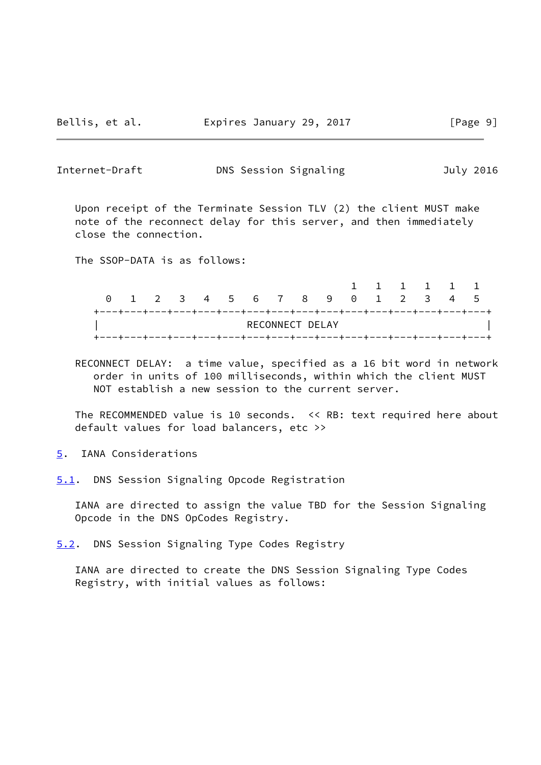Upon receipt of the Terminate Session TLV (2) the client MUST make note of the reconnect delay for this server, and then immediately close the connection.

The SSOP-DATA is as follows:

```
                                          1   1   1   1   1   1
  0   1   2   3   4   5   6   7   8   9   0   1   2   3   4   5
+---+---+---+---+---+---+---+---+---+---+---+---+---+---+---+---+
|                        RECONNECT DELAY                        |
+---+---+---+---+---+---+---+---+---+---+---+---+---+---+---+---+
```

RECONNECT DELAY: a time value, specified as a 16 bit word in network order in units of 100 milliseconds, within which the client MUST NOT establish a new session to the current server.

The RECOMMENDED value is 10 seconds. << RB: text required here about default values for load balancers, etc >>

## 5. IANA Considerations

### 5.1. DNS Session Signaling Opcode Registration

IANA are directed to assign the value TBD for the Session Signaling Opcode in the DNS OpCodes Registry.

### 5.2. DNS Session Signaling Type Codes Registry

IANA are directed to create the DNS Session Signaling Type Codes Registry, with initial values as follows: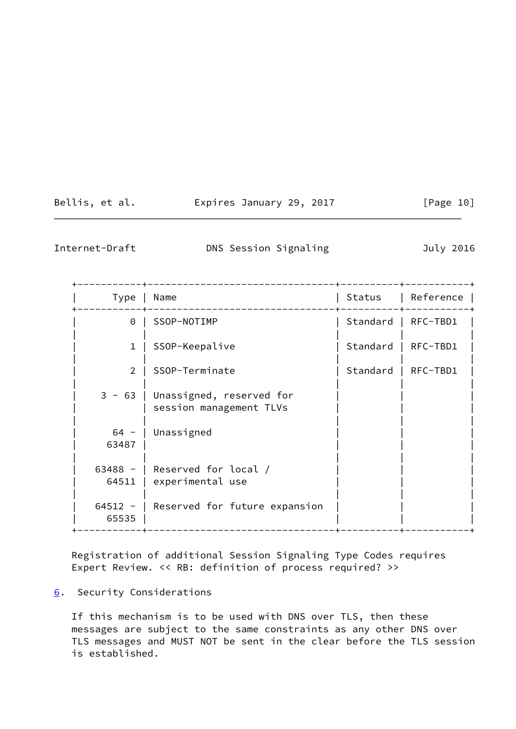| Type | Name | Status | Reference |
|---|---|---|---|
| 0 | SSOP-NOTIMP | Standard | RFC-TBD1 |
| 1 | SSOP-Keepalive | Standard | RFC-TBD1 |
| 2 | SSOP-Terminate | Standard | RFC-TBD1 |
| 3 - 63 | Unassigned, reserved for session management TLVs | | |
| 64 - 63487 | Unassigned | | |
| 63488 - 64511 | Reserved for local / experimental use | | |
| 64512 - 65535 | Reserved for future expansion | | |

Registration of additional Session Signaling Type Codes requires Expert Review. << RB: definition of process required? >>

## 6. Security Considerations

If this mechanism is to be used with DNS over TLS, then these messages are subject to the same constraints as any other DNS over TLS messages and MUST NOT be sent in the clear before the TLS session is established.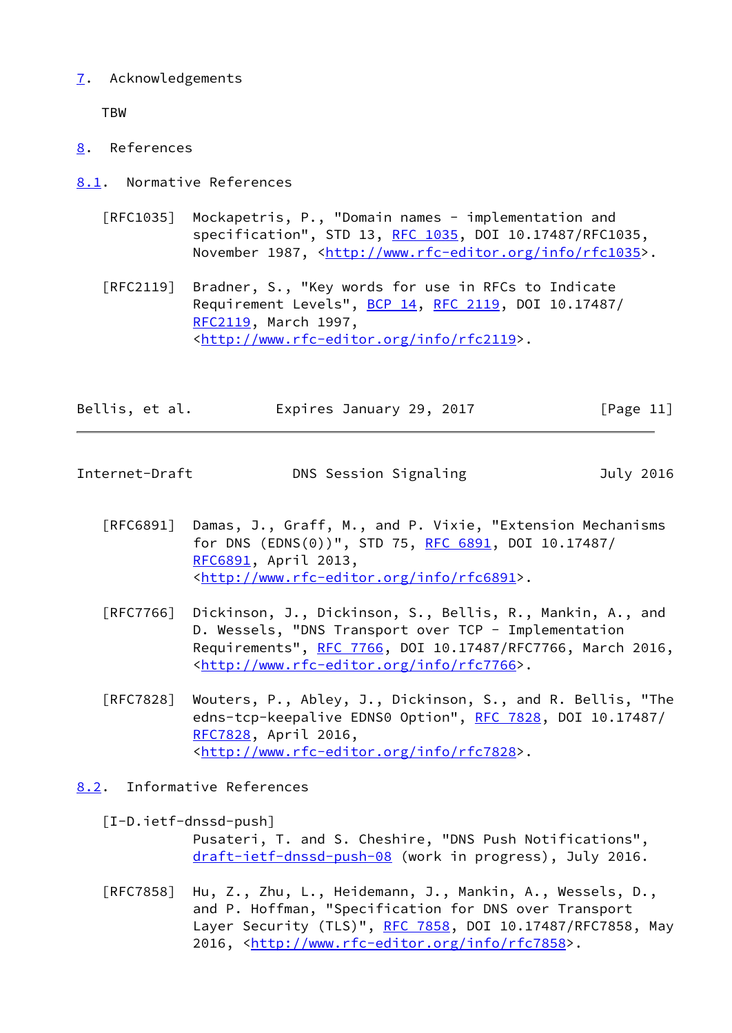## 7. Acknowledgements

TBW

## 8. References

### 8.1. Normative References

[RFC1035] Mockapetris, P., "Domain names - implementation and specification", STD 13, RFC 1035, DOI 10.17487/RFC1035, November 1987, <http://www.rfc-editor.org/info/rfc1035>.

[RFC2119] Bradner, S., "Key words for use in RFCs to Indicate Requirement Levels", BCP 14, RFC 2119, DOI 10.17487/RFC2119, March 1997, <http://www.rfc-editor.org/info/rfc2119>.

[RFC6891] Damas, J., Graff, M., and P. Vixie, "Extension Mechanisms for DNS (EDNS(0))", STD 75, RFC 6891, DOI 10.17487/RFC6891, April 2013, <http://www.rfc-editor.org/info/rfc6891>.

[RFC7766] Dickinson, J., Dickinson, S., Bellis, R., Mankin, A., and D. Wessels, "DNS Transport over TCP - Implementation Requirements", RFC 7766, DOI 10.17487/RFC7766, March 2016, <http://www.rfc-editor.org/info/rfc7766>.

[RFC7828] Wouters, P., Abley, J., Dickinson, S., and R. Bellis, "The edns-tcp-keepalive EDNS0 Option", RFC 7828, DOI 10.17487/RFC7828, April 2016, <http://www.rfc-editor.org/info/rfc7828>.

### 8.2. Informative References

[I-D.ietf-dnssd-push] Pusateri, T. and S. Cheshire, "DNS Push Notifications", draft-ietf-dnssd-push-08 (work in progress), July 2016.

[RFC7858] Hu, Z., Zhu, L., Heidemann, J., Mankin, A., Wessels, D., and P. Hoffman, "Specification for DNS over Transport Layer Security (TLS)", RFC 7858, DOI 10.17487/RFC7858, May 2016, <http://www.rfc-editor.org/info/rfc7858>.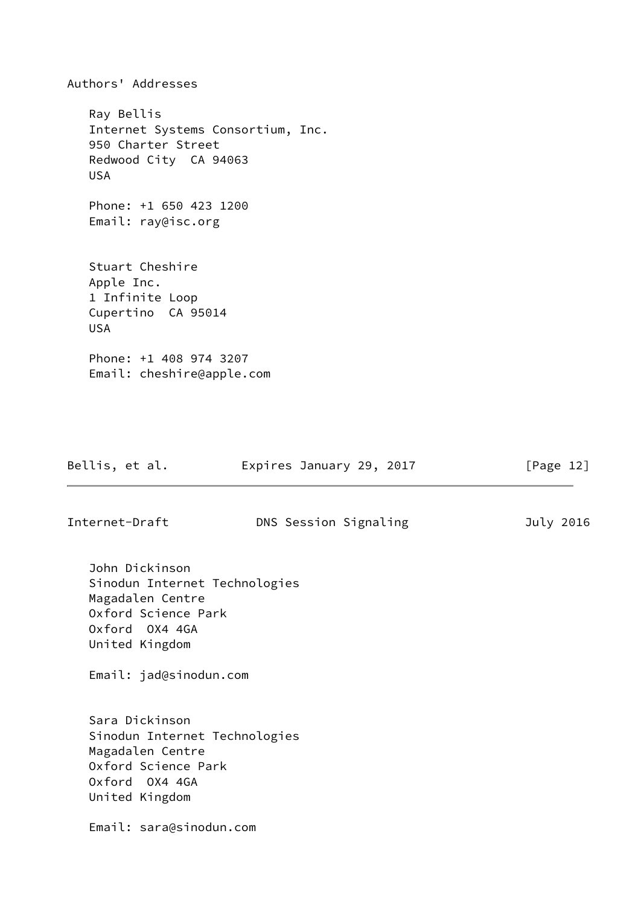## Authors' Addresses

Ray Bellis
Internet Systems Consortium, Inc.
950 Charter Street
Redwood City  CA 94063
USA

Phone: +1 650 423 1200
Email: ray@isc.org

Stuart Cheshire
Apple Inc.
1 Infinite Loop
Cupertino  CA 95014
USA

Phone: +1 408 974 3207
Email: cheshire@apple.com

John Dickinson
Sinodun Internet Technologies
Magadalen Centre
Oxford Science Park
Oxford  OX4 4GA
United Kingdom

Email: jad@sinodun.com

Sara Dickinson
Sinodun Internet Technologies
Magadalen Centre
Oxford Science Park
Oxford  OX4 4GA
United Kingdom

Email: sara@sinodun.com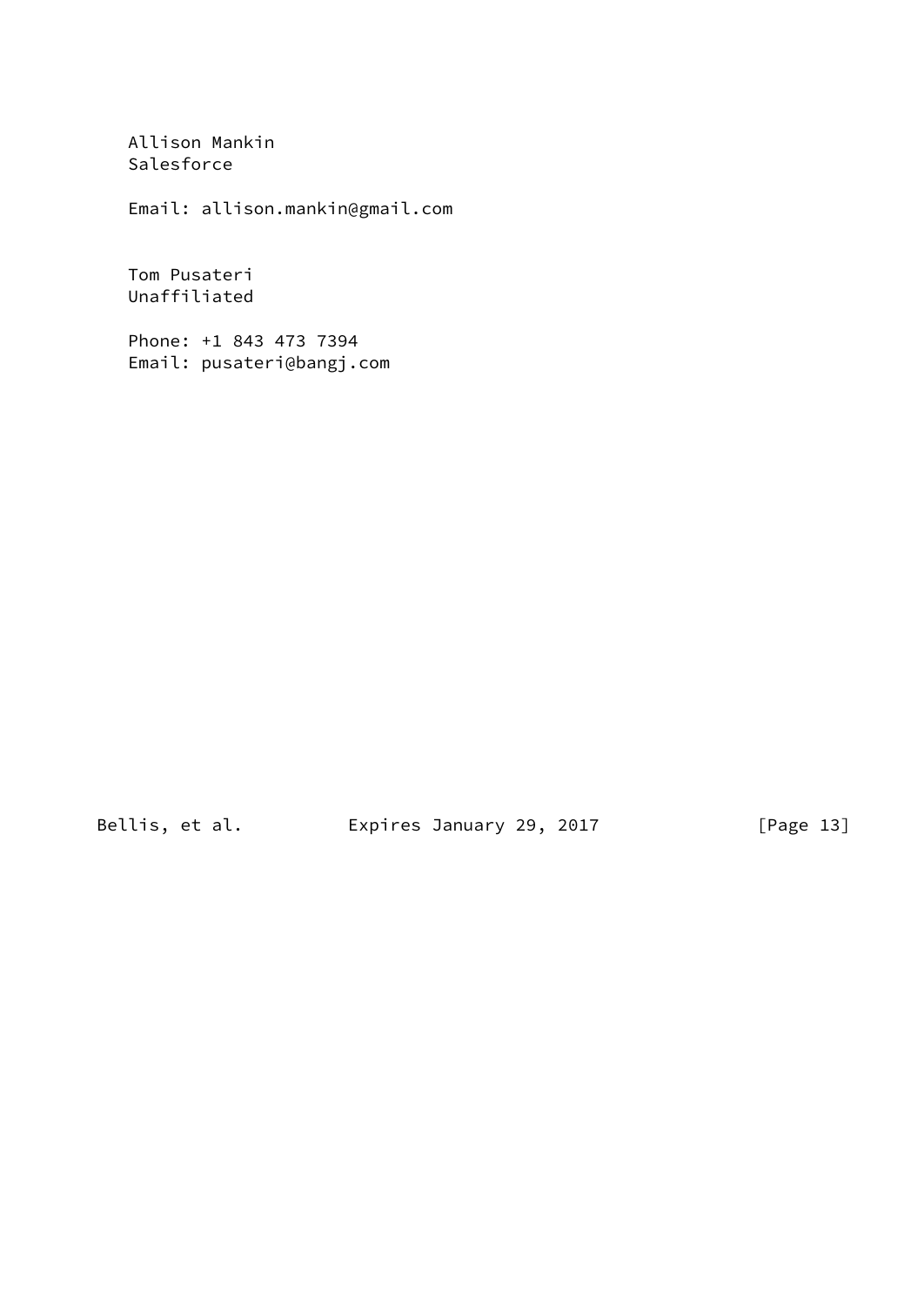Allison Mankin
Salesforce

Email: allison.mankin@gmail.com

Tom Pusateri
Unaffiliated

Phone: +1 843 473 7394
Email: pusateri@bangj.com